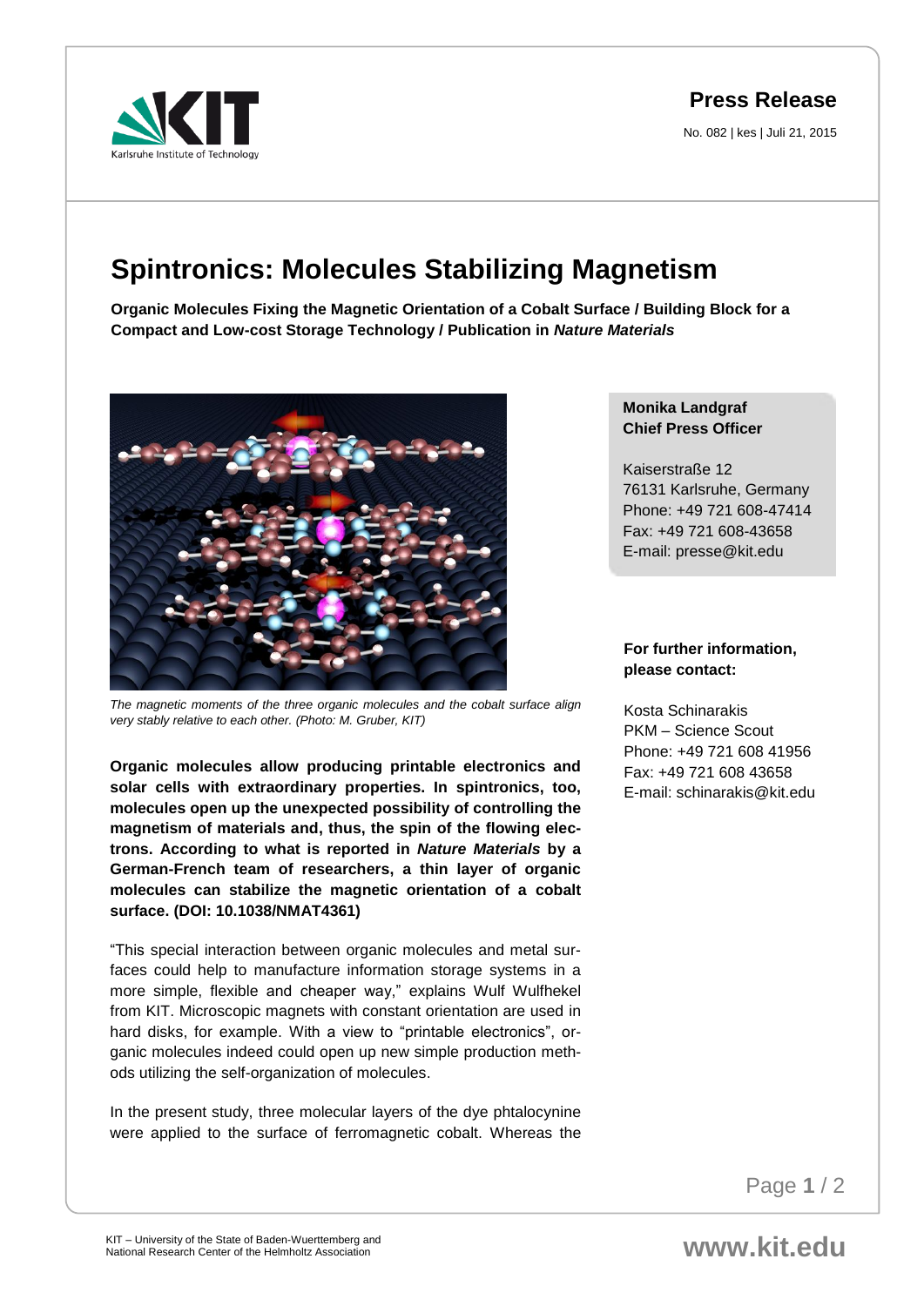KIT Karlsruhe Institute of Technology

**Press Release**

No. 082 | kes | Juli 21, 2015

# Spintronics: Molecules Stabilizing Magnetism

**Organic Molecules Fixing the Magnetic Orientation of a Cobalt Surface / Building Block for a Compact and Low-cost Storage Technology / Publication in *Nature Materials***

*The magnetic moments of the three organic molecules and the cobalt surface align very stably relative to each other. (Photo: M. Gruber, KIT)*

**Organic molecules allow producing printable electronics and solar cells with extraordinary properties. In spintronics, too, molecules open up the unexpected possibility of controlling the magnetism of materials and, thus, the spin of the flowing electrons. According to what is reported in *Nature Materials* by a German-French team of researchers, a thin layer of organic molecules can stabilize the magnetic orientation of a cobalt surface. (DOI: 10.1038/NMAT4361)**

"This special interaction between organic molecules and metal surfaces could help to manufacture information storage systems in a more simple, flexible and cheaper way," explains Wulf Wulfhekel from KIT. Microscopic magnets with constant orientation are used in hard disks, for example. With a view to "printable electronics", organic molecules indeed could open up new simple production methods utilizing the self-organization of molecules.

In the present study, three molecular layers of the dye phtalocynine were applied to the surface of ferromagnetic cobalt. Whereas the

**Monika Landgraf**
**Chief Press Officer**

Kaiserstraße 12
76131 Karlsruhe, Germany
Phone: +49 721 608-47414
Fax: +49 721 608-43658
E-mail: presse@kit.edu

**For further information, please contact:**

Kosta Schinarakis
PKM – Science Scout
Phone: +49 721 608 41956
Fax: +49 721 608 43658
E-mail: schinarakis@kit.edu

KIT – University of the State of Baden-Wuerttemberg and National Research Center of the Helmholtz Association

www.kit.edu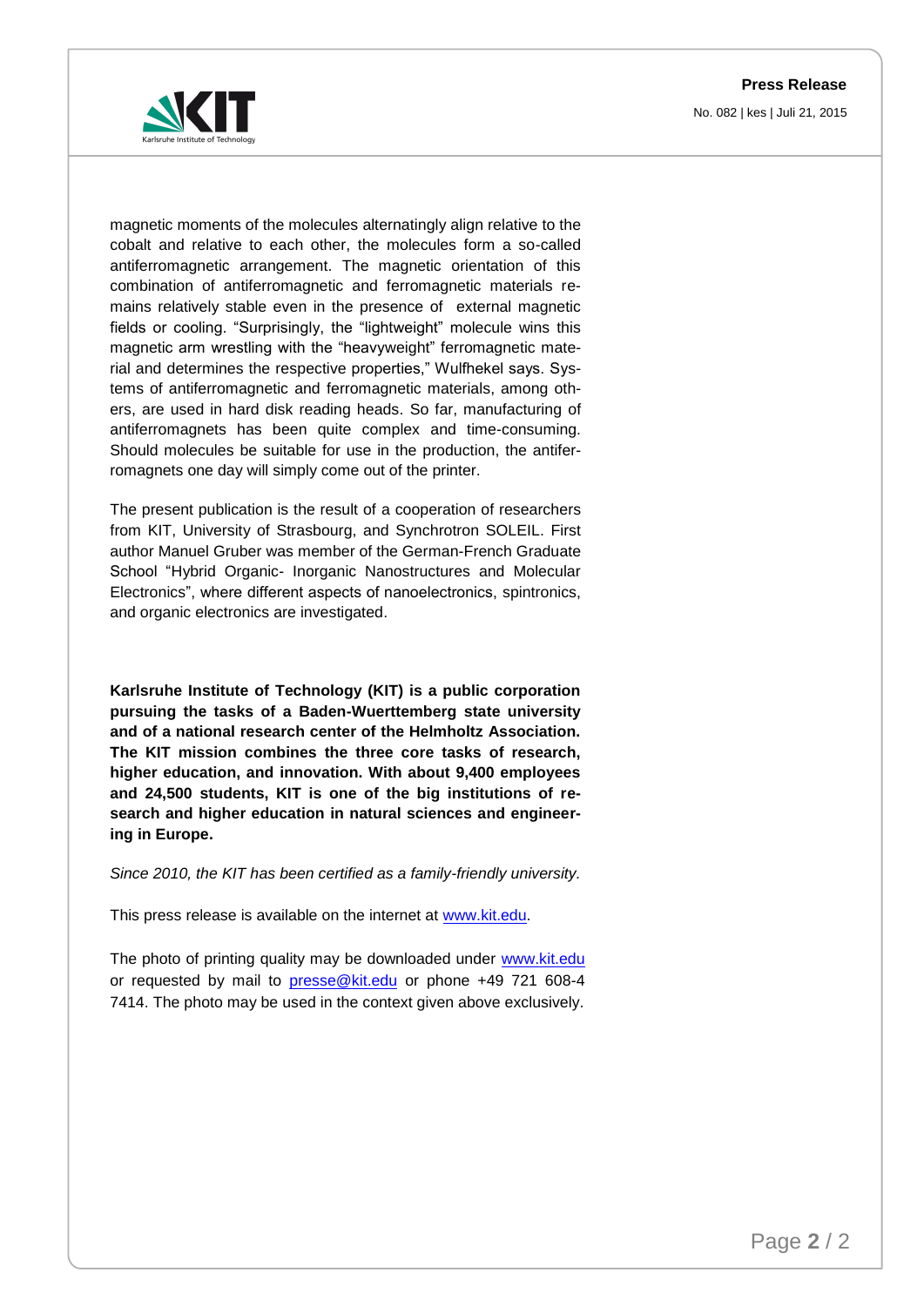magnetic moments of the molecules alternatingly align relative to the cobalt and relative to each other, the molecules form a so-called antiferromagnetic arrangement. The magnetic orientation of this combination of antiferromagnetic and ferromagnetic materials remains relatively stable even in the presence of external magnetic fields or cooling. "Surprisingly, the "lightweight" molecule wins this magnetic arm wrestling with the "heavyweight" ferromagnetic material and determines the respective properties," Wulfhekel says. Systems of antiferromagnetic and ferromagnetic materials, among others, are used in hard disk reading heads. So far, manufacturing of antiferromagnets has been quite complex and time-consuming. Should molecules be suitable for use in the production, the antiferromagnets one day will simply come out of the printer.

The present publication is the result of a cooperation of researchers from KIT, University of Strasbourg, and Synchrotron SOLEIL. First author Manuel Gruber was member of the German-French Graduate School "Hybrid Organic- Inorganic Nanostructures and Molecular Electronics", where different aspects of nanoelectronics, spintronics, and organic electronics are investigated.

**Karlsruhe Institute of Technology (KIT) is a public corporation pursuing the tasks of a Baden-Wuerttemberg state university and of a national research center of the Helmholtz Association. The KIT mission combines the three core tasks of research, higher education, and innovation. With about 9,400 employees and 24,500 students, KIT is one of the big institutions of research and higher education in natural sciences and engineering in Europe.**

*Since 2010, the KIT has been certified as a family-friendly university.*

This press release is available on the internet at www.kit.edu.

The photo of printing quality may be downloaded under www.kit.edu or requested by mail to presse@kit.edu or phone +49 721 608-4 7414. The photo may be used in the context given above exclusively.